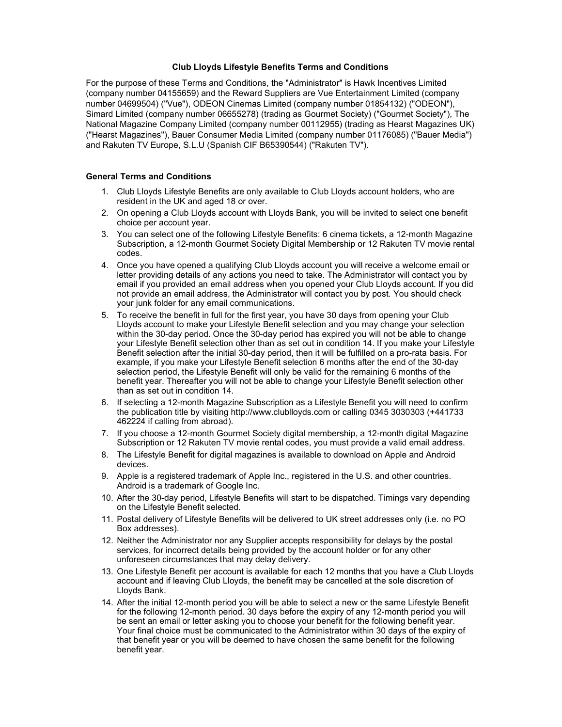**Club Lloyds Lifestyle Benefits Terms and Conditions**

For the purpose of these Terms and Conditions, the "Administrator" is Hawk Incentives Limited (company number 04155659) and the Reward Suppliers are Vue Entertainment Limited (company number 04699504) ("Vue"), ODEON Cinemas Limited (company number 01854132) ("ODEON"), Simard Limited (company number 06655278) (trading as Gourmet Society) ("Gourmet Society"), The National Magazine Company Limited (company number 00112955) (trading as Hearst Magazines UK) ("Hearst Magazines"), Bauer Consumer Media Limited (company number 01176085) ("Bauer Media") and Rakuten TV Europe, S.L.U (Spanish CIF B65390544) ("Rakuten TV").

**General Terms and Conditions**

1. Club Lloyds Lifestyle Benefits are only available to Club Lloyds account holders, who are resident in the UK and aged 18 or over.
2. On opening a Club Lloyds account with Lloyds Bank, you will be invited to select one benefit choice per account year.
3. You can select one of the following Lifestyle Benefits: 6 cinema tickets, a 12-month Magazine Subscription, a 12-month Gourmet Society Digital Membership or 12 Rakuten TV movie rental codes.
4. Once you have opened a qualifying Club Lloyds account you will receive a welcome email or letter providing details of any actions you need to take. The Administrator will contact you by email if you provided an email address when you opened your Club Lloyds account. If you did not provide an email address, the Administrator will contact you by post. You should check your junk folder for any email communications.
5. To receive the benefit in full for the first year, you have 30 days from opening your Club Lloyds account to make your Lifestyle Benefit selection and you may change your selection within the 30-day period. Once the 30-day period has expired you will not be able to change your Lifestyle Benefit selection other than as set out in condition 14. If you make your Lifestyle Benefit selection after the initial 30-day period, then it will be fulfilled on a pro-rata basis. For example, if you make your Lifestyle Benefit selection 6 months after the end of the 30-day selection period, the Lifestyle Benefit will only be valid for the remaining 6 months of the benefit year. Thereafter you will not be able to change your Lifestyle Benefit selection other than as set out in condition 14.
6. If selecting a 12-month Magazine Subscription as a Lifestyle Benefit you will need to confirm the publication title by visiting http://www.clublloyds.com or calling 0345 3030303 (+441733 462224 if calling from abroad).
7. If you choose a 12-month Gourmet Society digital membership, a 12-month digital Magazine Subscription or 12 Rakuten TV movie rental codes, you must provide a valid email address.
8. The Lifestyle Benefit for digital magazines is available to download on Apple and Android devices.
9. Apple is a registered trademark of Apple Inc., registered in the U.S. and other countries. Android is a trademark of Google Inc.
10. After the 30-day period, Lifestyle Benefits will start to be dispatched. Timings vary depending on the Lifestyle Benefit selected.
11. Postal delivery of Lifestyle Benefits will be delivered to UK street addresses only (i.e. no PO Box addresses).
12. Neither the Administrator nor any Supplier accepts responsibility for delays by the postal services, for incorrect details being provided by the account holder or for any other unforeseen circumstances that may delay delivery.
13. One Lifestyle Benefit per account is available for each 12 months that you have a Club Lloyds account and if leaving Club Lloyds, the benefit may be cancelled at the sole discretion of Lloyds Bank.
14. After the initial 12-month period you will be able to select a new or the same Lifestyle Benefit for the following 12-month period. 30 days before the expiry of any 12-month period you will be sent an email or letter asking you to choose your benefit for the following benefit year. Your final choice must be communicated to the Administrator within 30 days of the expiry of that benefit year or you will be deemed to have chosen the same benefit for the following benefit year.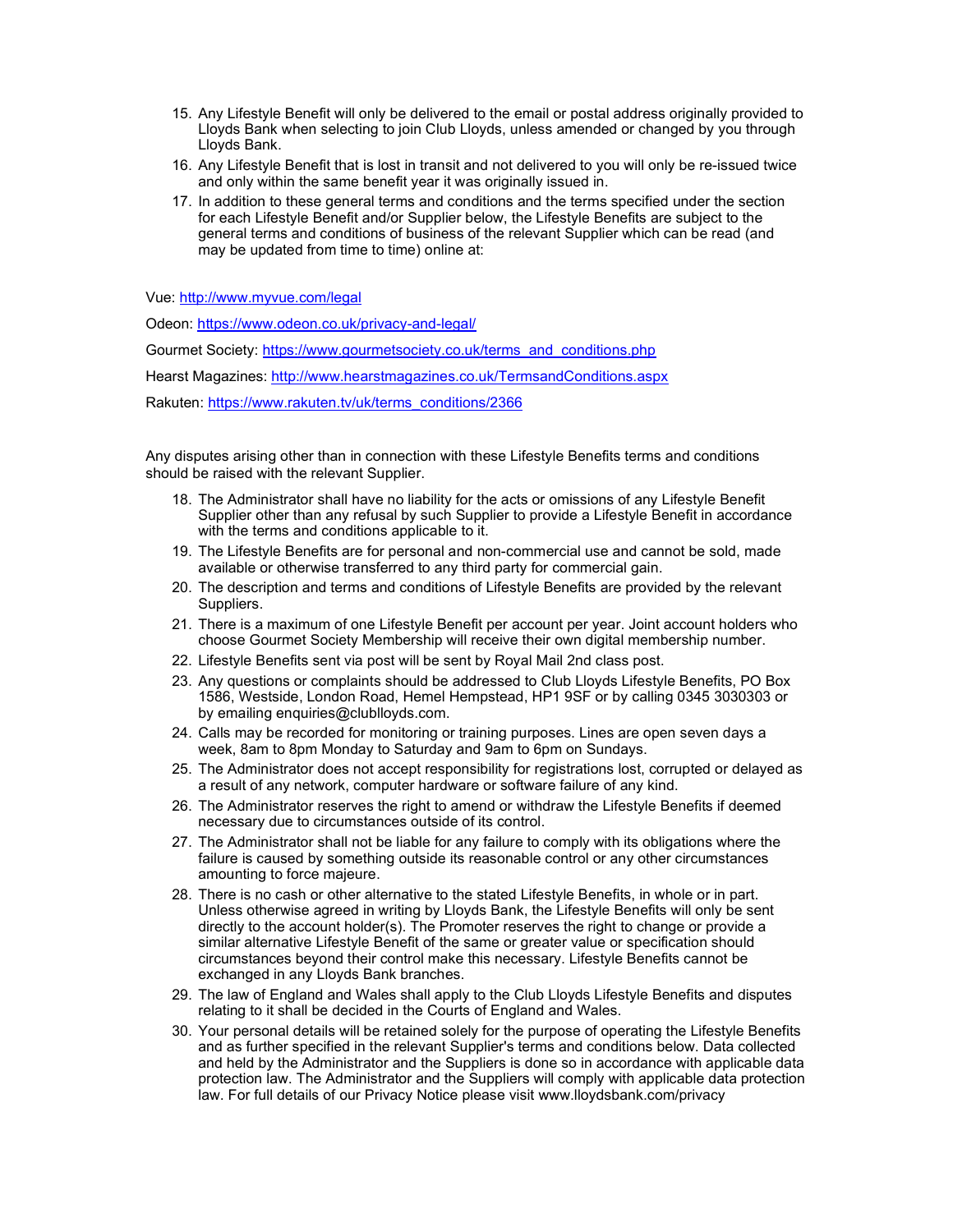15. Any Lifestyle Benefit will only be delivered to the email or postal address originally provided to Lloyds Bank when selecting to join Club Lloyds, unless amended or changed by you through Lloyds Bank.
16. Any Lifestyle Benefit that is lost in transit and not delivered to you will only be re-issued twice and only within the same benefit year it was originally issued in.
17. In addition to these general terms and conditions and the terms specified under the section for each Lifestyle Benefit and/or Supplier below, the Lifestyle Benefits are subject to the general terms and conditions of business of the relevant Supplier which can be read (and may be updated from time to time) online at:

Vue: http://www.myvue.com/legal

Odeon: https://www.odeon.co.uk/privacy-and-legal/

Gourmet Society: https://www.gourmetsociety.co.uk/terms_and_conditions.php

Hearst Magazines: http://www.hearstmagazines.co.uk/TermsandConditions.aspx

Rakuten: https://www.rakuten.tv/uk/terms_conditions/2366

Any disputes arising other than in connection with these Lifestyle Benefits terms and conditions should be raised with the relevant Supplier.

18. The Administrator shall have no liability for the acts or omissions of any Lifestyle Benefit Supplier other than any refusal by such Supplier to provide a Lifestyle Benefit in accordance with the terms and conditions applicable to it.
19. The Lifestyle Benefits are for personal and non-commercial use and cannot be sold, made available or otherwise transferred to any third party for commercial gain.
20. The description and terms and conditions of Lifestyle Benefits are provided by the relevant Suppliers.
21. There is a maximum of one Lifestyle Benefit per account per year. Joint account holders who choose Gourmet Society Membership will receive their own digital membership number.
22. Lifestyle Benefits sent via post will be sent by Royal Mail 2nd class post.
23. Any questions or complaints should be addressed to Club Lloyds Lifestyle Benefits, PO Box 1586, Westside, London Road, Hemel Hempstead, HP1 9SF or by calling 0345 3030303 or by emailing enquiries@clublloyds.com.
24. Calls may be recorded for monitoring or training purposes. Lines are open seven days a week, 8am to 8pm Monday to Saturday and 9am to 6pm on Sundays.
25. The Administrator does not accept responsibility for registrations lost, corrupted or delayed as a result of any network, computer hardware or software failure of any kind.
26. The Administrator reserves the right to amend or withdraw the Lifestyle Benefits if deemed necessary due to circumstances outside of its control.
27. The Administrator shall not be liable for any failure to comply with its obligations where the failure is caused by something outside its reasonable control or any other circumstances amounting to force majeure.
28. There is no cash or other alternative to the stated Lifestyle Benefits, in whole or in part. Unless otherwise agreed in writing by Lloyds Bank, the Lifestyle Benefits will only be sent directly to the account holder(s). The Promoter reserves the right to change or provide a similar alternative Lifestyle Benefit of the same or greater value or specification should circumstances beyond their control make this necessary. Lifestyle Benefits cannot be exchanged in any Lloyds Bank branches.
29. The law of England and Wales shall apply to the Club Lloyds Lifestyle Benefits and disputes relating to it shall be decided in the Courts of England and Wales.
30. Your personal details will be retained solely for the purpose of operating the Lifestyle Benefits and as further specified in the relevant Supplier's terms and conditions below. Data collected and held by the Administrator and the Suppliers is done so in accordance with applicable data protection law. The Administrator and the Suppliers will comply with applicable data protection law. For full details of our Privacy Notice please visit www.lloydsbank.com/privacy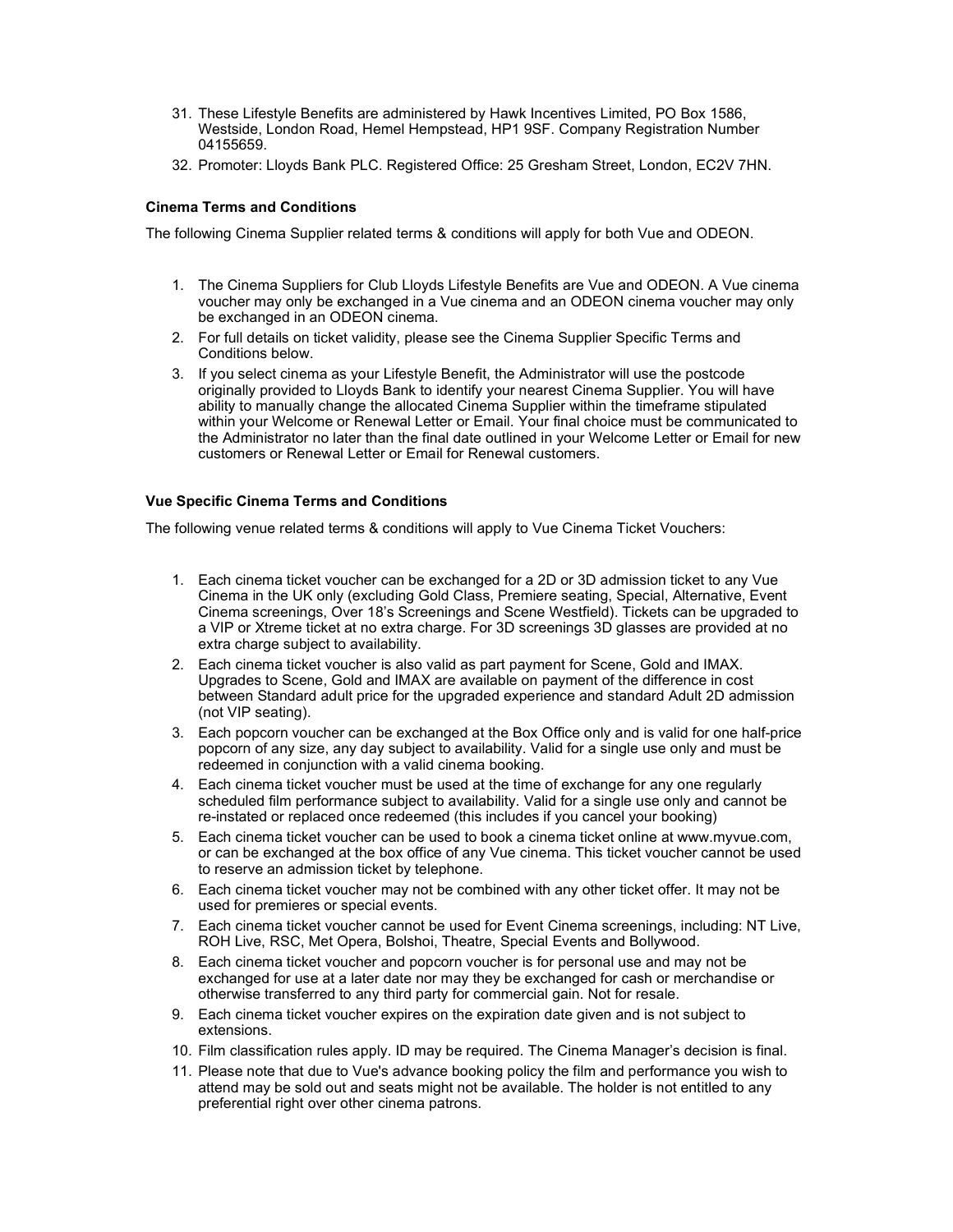31. These Lifestyle Benefits are administered by Hawk Incentives Limited, PO Box 1586, Westside, London Road, Hemel Hempstead, HP1 9SF. Company Registration Number 04155659.
32. Promoter: Lloyds Bank PLC. Registered Office: 25 Gresham Street, London, EC2V 7HN.

**Cinema Terms and Conditions**

The following Cinema Supplier related terms & conditions will apply for both Vue and ODEON.

1. The Cinema Suppliers for Club Lloyds Lifestyle Benefits are Vue and ODEON. A Vue cinema voucher may only be exchanged in a Vue cinema and an ODEON cinema voucher may only be exchanged in an ODEON cinema.
2. For full details on ticket validity, please see the Cinema Supplier Specific Terms and Conditions below.
3. If you select cinema as your Lifestyle Benefit, the Administrator will use the postcode originally provided to Lloyds Bank to identify your nearest Cinema Supplier. You will have ability to manually change the allocated Cinema Supplier within the timeframe stipulated within your Welcome or Renewal Letter or Email. Your final choice must be communicated to the Administrator no later than the final date outlined in your Welcome Letter or Email for new customers or Renewal Letter or Email for Renewal customers.

**Vue Specific Cinema Terms and Conditions**

The following venue related terms & conditions will apply to Vue Cinema Ticket Vouchers:

1. Each cinema ticket voucher can be exchanged for a 2D or 3D admission ticket to any Vue Cinema in the UK only (excluding Gold Class, Premiere seating, Special, Alternative, Event Cinema screenings, Over 18's Screenings and Scene Westfield). Tickets can be upgraded to a VIP or Xtreme ticket at no extra charge. For 3D screenings 3D glasses are provided at no extra charge subject to availability.
2. Each cinema ticket voucher is also valid as part payment for Scene, Gold and IMAX. Upgrades to Scene, Gold and IMAX are available on payment of the difference in cost between Standard adult price for the upgraded experience and standard Adult 2D admission (not VIP seating).
3. Each popcorn voucher can be exchanged at the Box Office only and is valid for one half-price popcorn of any size, any day subject to availability. Valid for a single use only and must be redeemed in conjunction with a valid cinema booking.
4. Each cinema ticket voucher must be used at the time of exchange for any one regularly scheduled film performance subject to availability. Valid for a single use only and cannot be re-instated or replaced once redeemed (this includes if you cancel your booking)
5. Each cinema ticket voucher can be used to book a cinema ticket online at www.myvue.com, or can be exchanged at the box office of any Vue cinema. This ticket voucher cannot be used to reserve an admission ticket by telephone.
6. Each cinema ticket voucher may not be combined with any other ticket offer. It may not be used for premieres or special events.
7. Each cinema ticket voucher cannot be used for Event Cinema screenings, including: NT Live, ROH Live, RSC, Met Opera, Bolshoi, Theatre, Special Events and Bollywood.
8. Each cinema ticket voucher and popcorn voucher is for personal use and may not be exchanged for use at a later date nor may they be exchanged for cash or merchandise or otherwise transferred to any third party for commercial gain. Not for resale.
9. Each cinema ticket voucher expires on the expiration date given and is not subject to extensions.
10. Film classification rules apply. ID may be required. The Cinema Manager's decision is final.
11. Please note that due to Vue's advance booking policy the film and performance you wish to attend may be sold out and seats might not be available. The holder is not entitled to any preferential right over other cinema patrons.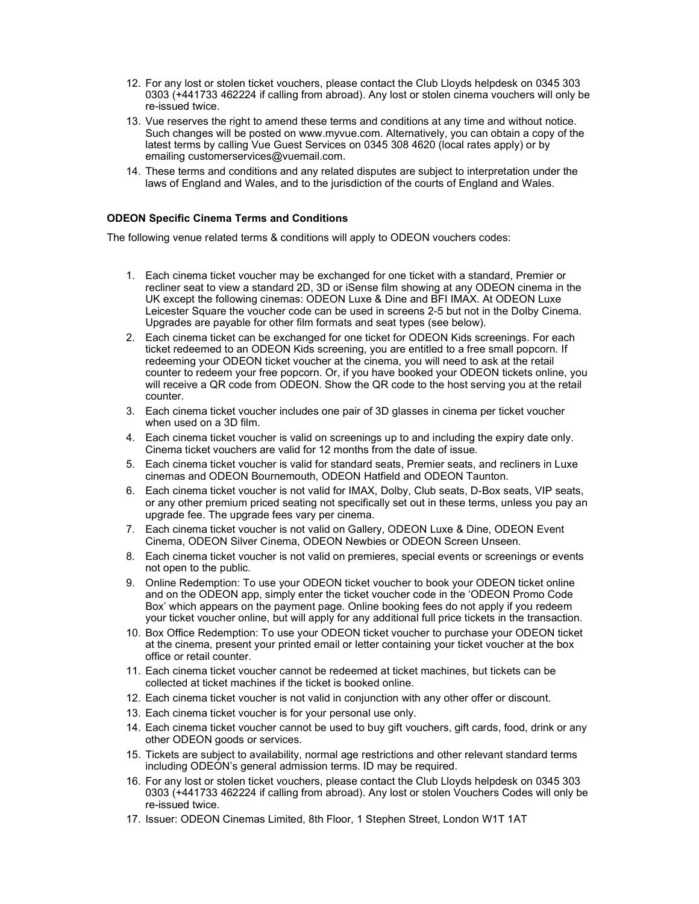12. For any lost or stolen ticket vouchers, please contact the Club Lloyds helpdesk on 0345 303 0303 (+441733 462224 if calling from abroad). Any lost or stolen cinema vouchers will only be re-issued twice.
13. Vue reserves the right to amend these terms and conditions at any time and without notice. Such changes will be posted on www.myvue.com. Alternatively, you can obtain a copy of the latest terms by calling Vue Guest Services on 0345 308 4620 (local rates apply) or by emailing customerservices@vuemail.com.
14. These terms and conditions and any related disputes are subject to interpretation under the laws of England and Wales, and to the jurisdiction of the courts of England and Wales.

**ODEON Specific Cinema Terms and Conditions**

The following venue related terms & conditions will apply to ODEON vouchers codes:

1. Each cinema ticket voucher may be exchanged for one ticket with a standard, Premier or recliner seat to view a standard 2D, 3D or iSense film showing at any ODEON cinema in the UK except the following cinemas: ODEON Luxe & Dine and BFI IMAX. At ODEON Luxe Leicester Square the voucher code can be used in screens 2-5 but not in the Dolby Cinema. Upgrades are payable for other film formats and seat types (see below).
2. Each cinema ticket can be exchanged for one ticket for ODEON Kids screenings. For each ticket redeemed to an ODEON Kids screening, you are entitled to a free small popcorn. If redeeming your ODEON ticket voucher at the cinema, you will need to ask at the retail counter to redeem your free popcorn. Or, if you have booked your ODEON tickets online, you will receive a QR code from ODEON. Show the QR code to the host serving you at the retail counter.
3. Each cinema ticket voucher includes one pair of 3D glasses in cinema per ticket voucher when used on a 3D film.
4. Each cinema ticket voucher is valid on screenings up to and including the expiry date only. Cinema ticket vouchers are valid for 12 months from the date of issue.
5. Each cinema ticket voucher is valid for standard seats, Premier seats, and recliners in Luxe cinemas and ODEON Bournemouth, ODEON Hatfield and ODEON Taunton.
6. Each cinema ticket voucher is not valid for IMAX, Dolby, Club seats, D-Box seats, VIP seats, or any other premium priced seating not specifically set out in these terms, unless you pay an upgrade fee. The upgrade fees vary per cinema.
7. Each cinema ticket voucher is not valid on Gallery, ODEON Luxe & Dine, ODEON Event Cinema, ODEON Silver Cinema, ODEON Newbies or ODEON Screen Unseen.
8. Each cinema ticket voucher is not valid on premieres, special events or screenings or events not open to the public.
9. Online Redemption: To use your ODEON ticket voucher to book your ODEON ticket online and on the ODEON app, simply enter the ticket voucher code in the 'ODEON Promo Code Box' which appears on the payment page. Online booking fees do not apply if you redeem your ticket voucher online, but will apply for any additional full price tickets in the transaction.
10. Box Office Redemption: To use your ODEON ticket voucher to purchase your ODEON ticket at the cinema, present your printed email or letter containing your ticket voucher at the box office or retail counter.
11. Each cinema ticket voucher cannot be redeemed at ticket machines, but tickets can be collected at ticket machines if the ticket is booked online.
12. Each cinema ticket voucher is not valid in conjunction with any other offer or discount.
13. Each cinema ticket voucher is for your personal use only.
14. Each cinema ticket voucher cannot be used to buy gift vouchers, gift cards, food, drink or any other ODEON goods or services.
15. Tickets are subject to availability, normal age restrictions and other relevant standard terms including ODEON's general admission terms. ID may be required.
16. For any lost or stolen ticket vouchers, please contact the Club Lloyds helpdesk on 0345 303 0303 (+441733 462224 if calling from abroad). Any lost or stolen Vouchers Codes will only be re-issued twice.
17. Issuer: ODEON Cinemas Limited, 8th Floor, 1 Stephen Street, London W1T 1AT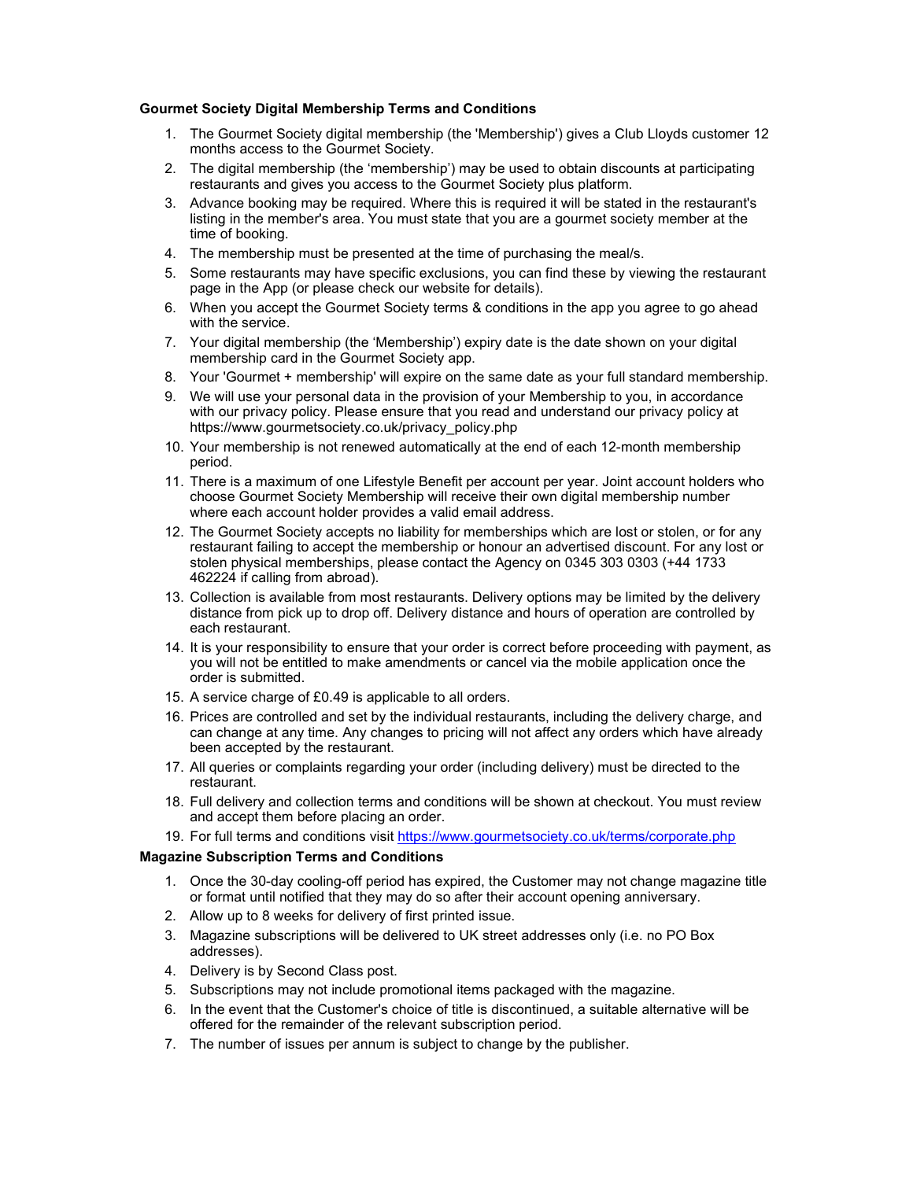**Gourmet Society Digital Membership Terms and Conditions**

1. The Gourmet Society digital membership (the 'Membership') gives a Club Lloyds customer 12 months access to the Gourmet Society.
2. The digital membership (the 'membership') may be used to obtain discounts at participating restaurants and gives you access to the Gourmet Society plus platform.
3. Advance booking may be required. Where this is required it will be stated in the restaurant's listing in the member's area. You must state that you are a gourmet society member at the time of booking.
4. The membership must be presented at the time of purchasing the meal/s.
5. Some restaurants may have specific exclusions, you can find these by viewing the restaurant page in the App (or please check our website for details).
6. When you accept the Gourmet Society terms & conditions in the app you agree to go ahead with the service.
7. Your digital membership (the 'Membership') expiry date is the date shown on your digital membership card in the Gourmet Society app.
8. Your 'Gourmet + membership' will expire on the same date as your full standard membership.
9. We will use your personal data in the provision of your Membership to you, in accordance with our privacy policy. Please ensure that you read and understand our privacy policy at https://www.gourmetsociety.co.uk/privacy_policy.php
10. Your membership is not renewed automatically at the end of each 12-month membership period.
11. There is a maximum of one Lifestyle Benefit per account per year. Joint account holders who choose Gourmet Society Membership will receive their own digital membership number where each account holder provides a valid email address.
12. The Gourmet Society accepts no liability for memberships which are lost or stolen, or for any restaurant failing to accept the membership or honour an advertised discount. For any lost or stolen physical memberships, please contact the Agency on 0345 303 0303 (+44 1733 462224 if calling from abroad).
13. Collection is available from most restaurants. Delivery options may be limited by the delivery distance from pick up to drop off. Delivery distance and hours of operation are controlled by each restaurant.
14. It is your responsibility to ensure that your order is correct before proceeding with payment, as you will not be entitled to make amendments or cancel via the mobile application once the order is submitted.
15. A service charge of £0.49 is applicable to all orders.
16. Prices are controlled and set by the individual restaurants, including the delivery charge, and can change at any time. Any changes to pricing will not affect any orders which have already been accepted by the restaurant.
17. All queries or complaints regarding your order (including delivery) must be directed to the restaurant.
18. Full delivery and collection terms and conditions will be shown at checkout. You must review and accept them before placing an order.
19. For full terms and conditions visit https://www.gourmetsociety.co.uk/terms/corporate.php

**Magazine Subscription Terms and Conditions**

1. Once the 30-day cooling-off period has expired, the Customer may not change magazine title or format until notified that they may do so after their account opening anniversary.
2. Allow up to 8 weeks for delivery of first printed issue.
3. Magazine subscriptions will be delivered to UK street addresses only (i.e. no PO Box addresses).
4. Delivery is by Second Class post.
5. Subscriptions may not include promotional items packaged with the magazine.
6. In the event that the Customer's choice of title is discontinued, a suitable alternative will be offered for the remainder of the relevant subscription period.
7. The number of issues per annum is subject to change by the publisher.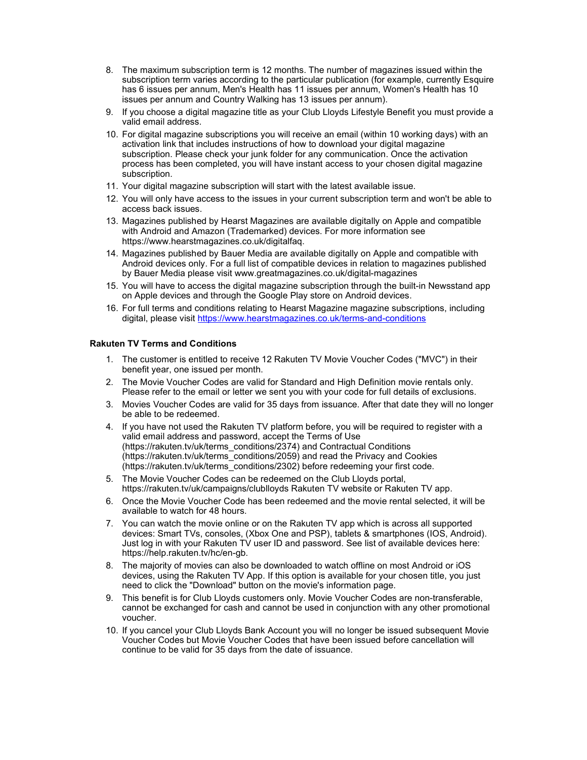8. The maximum subscription term is 12 months. The number of magazines issued within the subscription term varies according to the particular publication (for example, currently Esquire has 6 issues per annum, Men's Health has 11 issues per annum, Women's Health has 10 issues per annum and Country Walking has 13 issues per annum).
9. If you choose a digital magazine title as your Club Lloyds Lifestyle Benefit you must provide a valid email address.
10. For digital magazine subscriptions you will receive an email (within 10 working days) with an activation link that includes instructions of how to download your digital magazine subscription. Please check your junk folder for any communication. Once the activation process has been completed, you will have instant access to your chosen digital magazine subscription.
11. Your digital magazine subscription will start with the latest available issue.
12. You will only have access to the issues in your current subscription term and won't be able to access back issues.
13. Magazines published by Hearst Magazines are available digitally on Apple and compatible with Android and Amazon (Trademarked) devices. For more information see https://www.hearstmagazines.co.uk/digitalfaq.
14. Magazines published by Bauer Media are available digitally on Apple and compatible with Android devices only. For a full list of compatible devices in relation to magazines published by Bauer Media please visit www.greatmagazines.co.uk/digital-magazines
15. You will have to access the digital magazine subscription through the built-in Newsstand app on Apple devices and through the Google Play store on Android devices.
16. For full terms and conditions relating to Hearst Magazine magazine subscriptions, including digital, please visit https://www.hearstmagazines.co.uk/terms-and-conditions

**Rakuten TV Terms and Conditions**

1. The customer is entitled to receive 12 Rakuten TV Movie Voucher Codes ("MVC") in their benefit year, one issued per month.
2. The Movie Voucher Codes are valid for Standard and High Definition movie rentals only. Please refer to the email or letter we sent you with your code for full details of exclusions.
3. Movies Voucher Codes are valid for 35 days from issuance. After that date they will no longer be able to be redeemed.
4. If you have not used the Rakuten TV platform before, you will be required to register with a valid email address and password, accept the Terms of Use (https://rakuten.tv/uk/terms_conditions/2374) and Contractual Conditions (https://rakuten.tv/uk/terms_conditions/2059) and read the Privacy and Cookies (https://rakuten.tv/uk/terms_conditions/2302) before redeeming your first code.
5. The Movie Voucher Codes can be redeemed on the Club Lloyds portal, https://rakuten.tv/uk/campaigns/clublloyds Rakuten TV website or Rakuten TV app.
6. Once the Movie Voucher Code has been redeemed and the movie rental selected, it will be available to watch for 48 hours.
7. You can watch the movie online or on the Rakuten TV app which is across all supported devices: Smart TVs, consoles, (Xbox One and PSP), tablets & smartphones (IOS, Android). Just log in with your Rakuten TV user ID and password. See list of available devices here: https://help.rakuten.tv/hc/en-gb.
8. The majority of movies can also be downloaded to watch offline on most Android or iOS devices, using the Rakuten TV App. If this option is available for your chosen title, you just need to click the "Download" button on the movie's information page.
9. This benefit is for Club Lloyds customers only. Movie Voucher Codes are non-transferable, cannot be exchanged for cash and cannot be used in conjunction with any other promotional voucher.
10. If you cancel your Club Lloyds Bank Account you will no longer be issued subsequent Movie Voucher Codes but Movie Voucher Codes that have been issued before cancellation will continue to be valid for 35 days from the date of issuance.